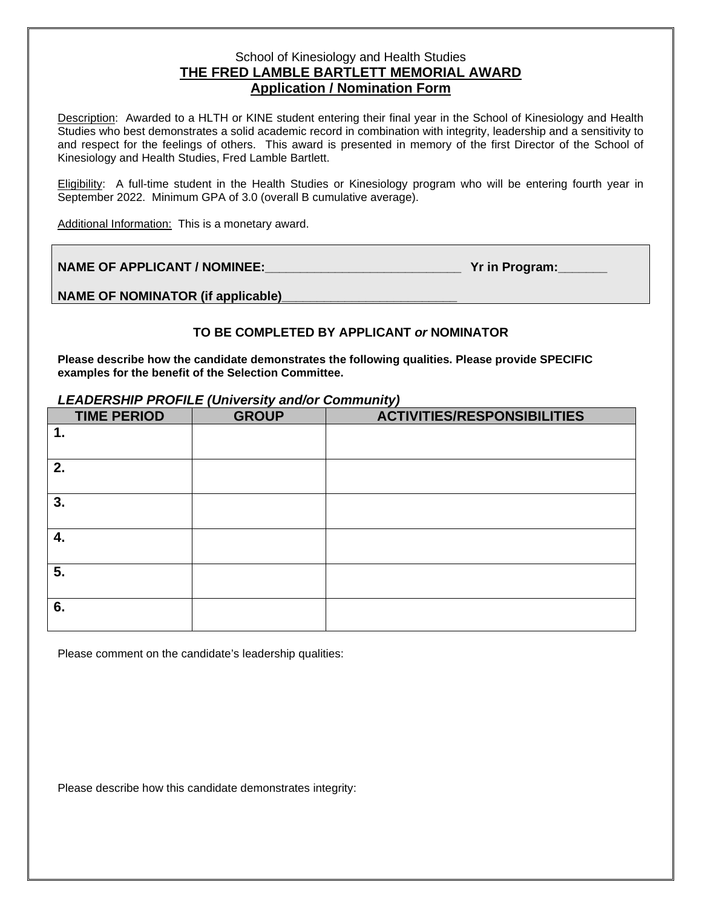School of Kinesiology and Health Studies

# THE FRED LAMBLE BARTLETT MEMORIAL AWARD

## Application / Nomination Form

Description: Awarded to a HLTH or KINE student entering their final year in the School of Kinesiology and Health Studies who best demonstrates a solid academic record in combination with integrity, leadership and a sensitivity to and respect for the feelings of others. This award is presented in memory of the first Director of the School of Kinesiology and Health Studies, Fred Lamble Bartlett.

Eligibility: A full-time student in the Health Studies or Kinesiology program who will be entering fourth year in September 2022. Minimum GPA of 3.0 (overall B cumulative average).

Additional Information: This is a monetary award.

**NAME OF APPLICANT / NOMINEE:**____________________________ **Yr in Program:**_______

**NAME OF NOMINATOR (if applicable)**_________________________

**TO BE COMPLETED BY APPLICANT *or* NOMINATOR**

**Please describe how the candidate demonstrates the following qualities. Please provide SPECIFIC examples for the benefit of the Selection Committee.**

***LEADERSHIP PROFILE (University and/or Community)***

| TIME PERIOD | GROUP | ACTIVITIES/RESPONSIBILITIES |
|---|---|---|
| 1. | | |
| 2. | | |
| 3. | | |
| 4. | | |
| 5. | | |
| 6. | | |

Please comment on the candidate's leadership qualities:

Please describe how this candidate demonstrates integrity: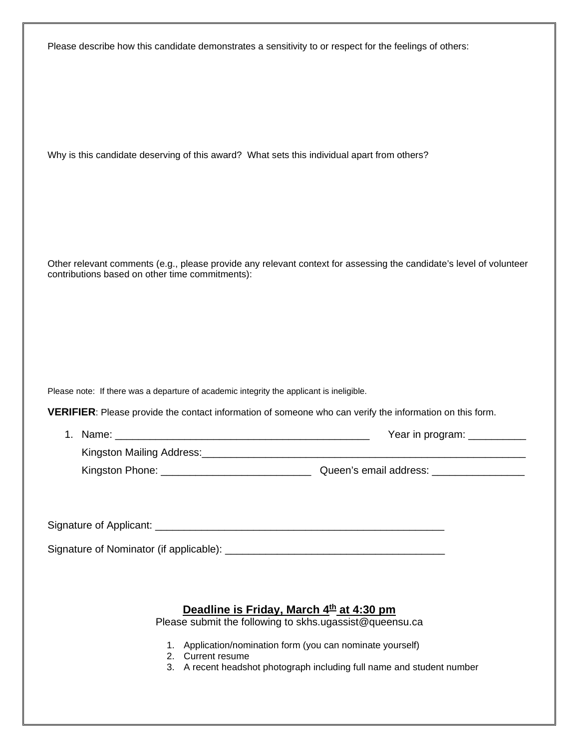Please describe how this candidate demonstrates a sensitivity to or respect for the feelings of others:

Why is this candidate deserving of this award? What sets this individual apart from others?

Other relevant comments (e.g., please provide any relevant context for assessing the candidate's level of volunteer contributions based on other time commitments):

Please note: If there was a departure of academic integrity the applicant is ineligible.

**VERIFIER**: Please provide the contact information of someone who can verify the information on this form.

1. Name: _____________________________________________ Year in program: __________

   Kingston Mailing Address:_________________________________________________________

   Kingston Phone: __________________________ Queen's email address: ________________

Signature of Applicant: ___________________________________________________

Signature of Nominator (if applicable): _______________________________________

**<u>Deadline is Friday, March 4th at 4:30 pm</u>**

Please submit the following to skhs.ugassist@queensu.ca

1. Application/nomination form (you can nominate yourself)
2. Current resume
3. A recent headshot photograph including full name and student number